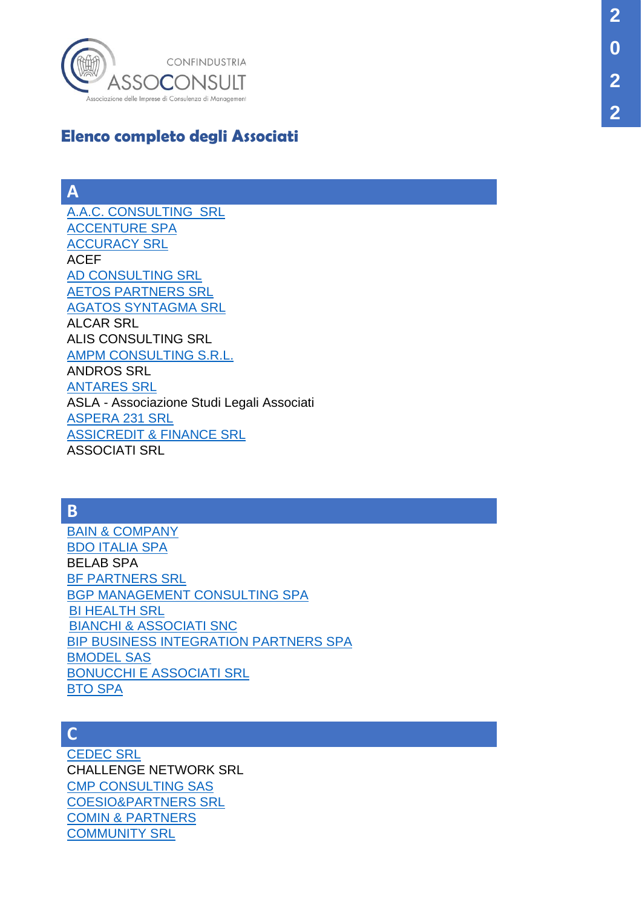CONFINDUSTRIA
ASSOCONSULT
Associazione delle Imprese di Consulenza di Management

2022

# Elenco completo degli Associati

## A

A.A.C. CONSULTING SRL
ACCENTURE SPA
ACCURACY SRL
ACEF
AD CONSULTING SRL
AETOS PARTNERS SRL
AGATOS SYNTAGMA SRL
ALCAR SRL
ALIS CONSULTING SRL
AMPM CONSULTING S.R.L.
ANDROS SRL
ANTARES SRL
ASLA - Associazione Studi Legali Associati
ASPERA 231 SRL
ASSICREDIT & FINANCE SRL
ASSOCIATI SRL

## B

BAIN & COMPANY
BDO ITALIA SPA
BELAB SPA
BF PARTNERS SRL
BGP MANAGEMENT CONSULTING SPA
BI HEALTH SRL
BIANCHI & ASSOCIATI SNC
BIP BUSINESS INTEGRATION PARTNERS SPA
BMODEL SAS
BONUCCHI E ASSOCIATI SRL
BTO SPA

## C

CEDEC SRL
CHALLENGE NETWORK SRL
CMP CONSULTING SAS
COESIO&PARTNERS SRL
COMIN & PARTNERS
COMMUNITY SRL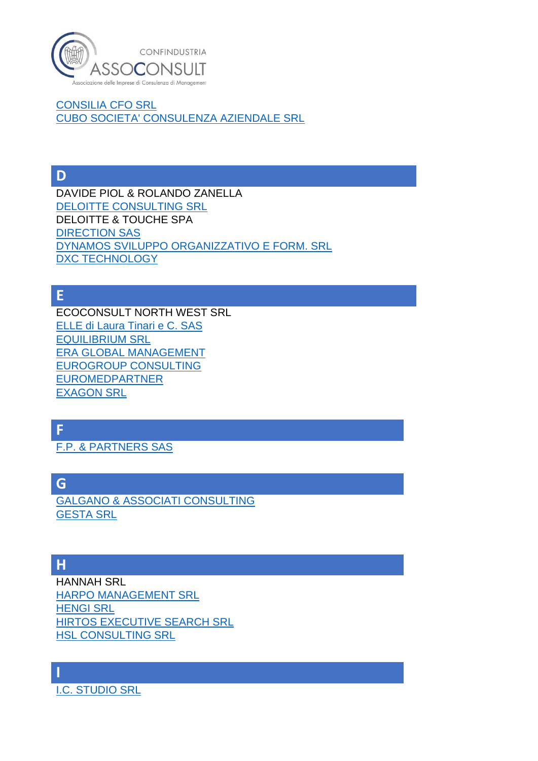CONSILIA CFO SRL
CUBO SOCIETA' CONSULENZA AZIENDALE SRL

## D

DAVIDE PIOL & ROLANDO ZANELLA
DELOITTE CONSULTING SRL
DELOITTE & TOUCHE SPA
DIRECTION SAS
DYNAMOS SVILUPPO ORGANIZZATIVO E FORM. SRL
DXC TECHNOLOGY

## E

ECOCONSULT NORTH WEST SRL
ELLE di Laura Tinari e C. SAS
EQUILIBRIUM SRL
ERA GLOBAL MANAGEMENT
EUROGROUP CONSULTING
EUROMEDPARTNER
EXAGON SRL

## F

F.P. & PARTNERS SAS

## G

GALGANO & ASSOCIATI CONSULTING
GESTA SRL

## H

HANNAH SRL
HARPO MANAGEMENT SRL
HENGI SRL
HIRTOS EXECUTIVE SEARCH SRL
HSL CONSULTING SRL

## I

I.C. STUDIO SRL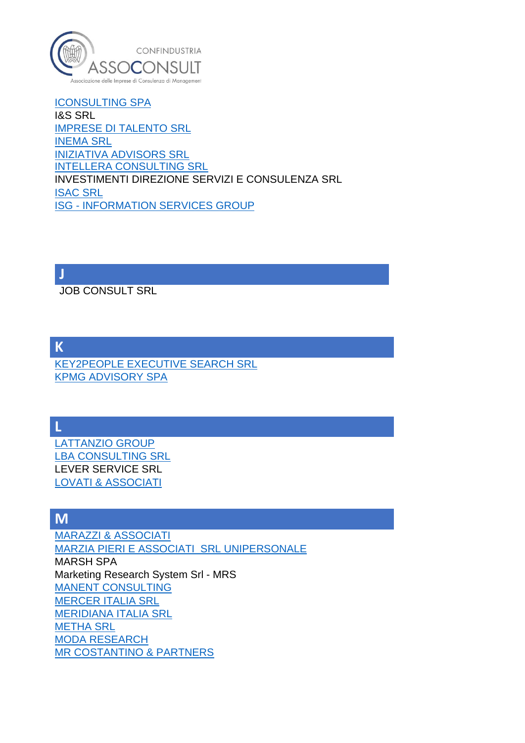ICONSULTING SPA
I&S SRL
IMPRESE DI TALENTO SRL
INEMA SRL
INIZIATIVA ADVISORS SRL
INTELLERA CONSULTING SRL
INVESTIMENTI DIREZIONE SERVIZI E CONSULENZA SRL
ISAC SRL
ISG - INFORMATION SERVICES GROUP

## J

JOB CONSULT SRL

## K

KEY2PEOPLE EXECUTIVE SEARCH SRL
KPMG ADVISORY SPA

## L

LATTANZIO GROUP
LBA CONSULTING SRL
LEVER SERVICE SRL
LOVATI & ASSOCIATI

## M

MARAZZI & ASSOCIATI
MARZIA PIERI E ASSOCIATI SRL UNIPERSONALE
MARSH SPA
Marketing Research System Srl - MRS
MANENT CONSULTING
MERCER ITALIA SRL
MERIDIANA ITALIA SRL
METHA SRL
MODA RESEARCH
MR COSTANTINO & PARTNERS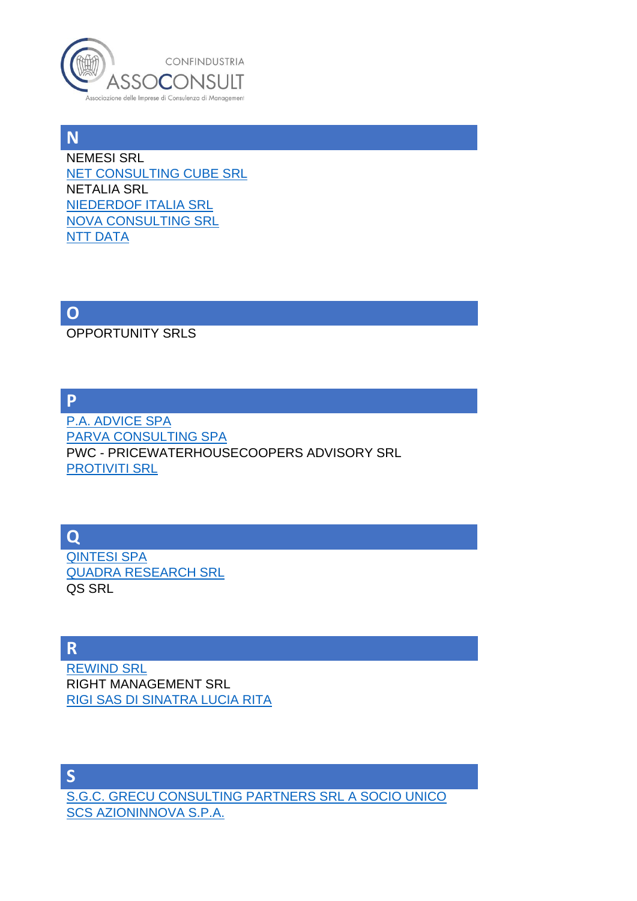## N

NEMESI SRL
NET CONSULTING CUBE SRL
NETALIA SRL
NIEDERDOF ITALIA SRL
NOVA CONSULTING SRL
NTT DATA

## O

OPPORTUNITY SRLS

## P

P.A. ADVICE SPA
PARVA CONSULTING SPA
PWC - PRICEWATERHOUSECOOPERS ADVISORY SRL
PROTIVITI SRL

## Q

QINTESI SPA
QUADRA RESEARCH SRL
QS SRL

## R

REWIND SRL
RIGHT MANAGEMENT SRL
RIGI SAS DI SINATRA LUCIA RITA

## S

S.G.C. GRECU CONSULTING PARTNERS SRL A SOCIO UNICO
SCS AZIONINNOVA S.P.A.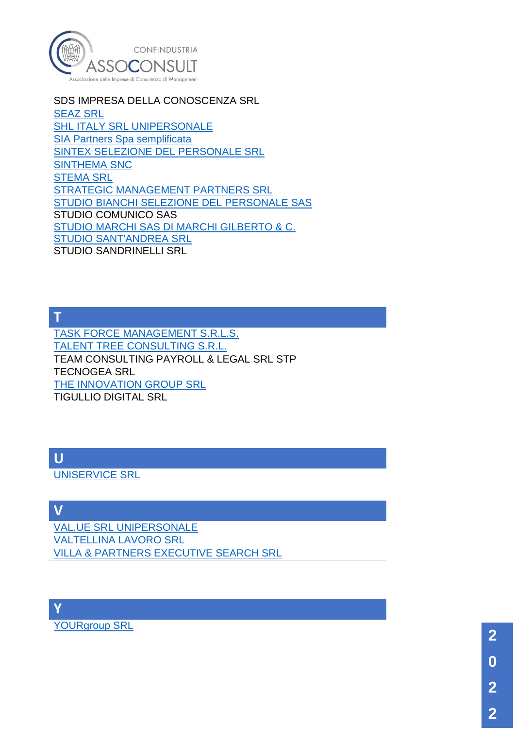SDS IMPRESA DELLA CONOSCENZA SRL
SEAZ SRL
SHL ITALY SRL UNIPERSONALE
SIA Partners Spa semplificata
SINTEX SELEZIONE DEL PERSONALE SRL
SINTHEMA SNC
STEMA SRL
STRATEGIC MANAGEMENT PARTNERS SRL
STUDIO BIANCHI SELEZIONE DEL PERSONALE SAS
STUDIO COMUNICO SAS
STUDIO MARCHI SAS DI MARCHI GILBERTO & C.
STUDIO SANT'ANDREA SRL
STUDIO SANDRINELLI SRL

## T

TASK FORCE MANAGEMENT S.R.L.S.
TALENT TREE CONSULTING S.R.L.
TEAM CONSULTING PAYROLL & LEGAL SRL STP
TECNOGEA SRL
THE INNOVATION GROUP SRL
TIGULLIO DIGITAL SRL

## U

UNISERVICE SRL

## V

VAL.UE SRL UNIPERSONALE
VALTELLINA LAVORO SRL
VILLA & PARTNERS EXECUTIVE SEARCH SRL

## Y

YOURgroup SRL